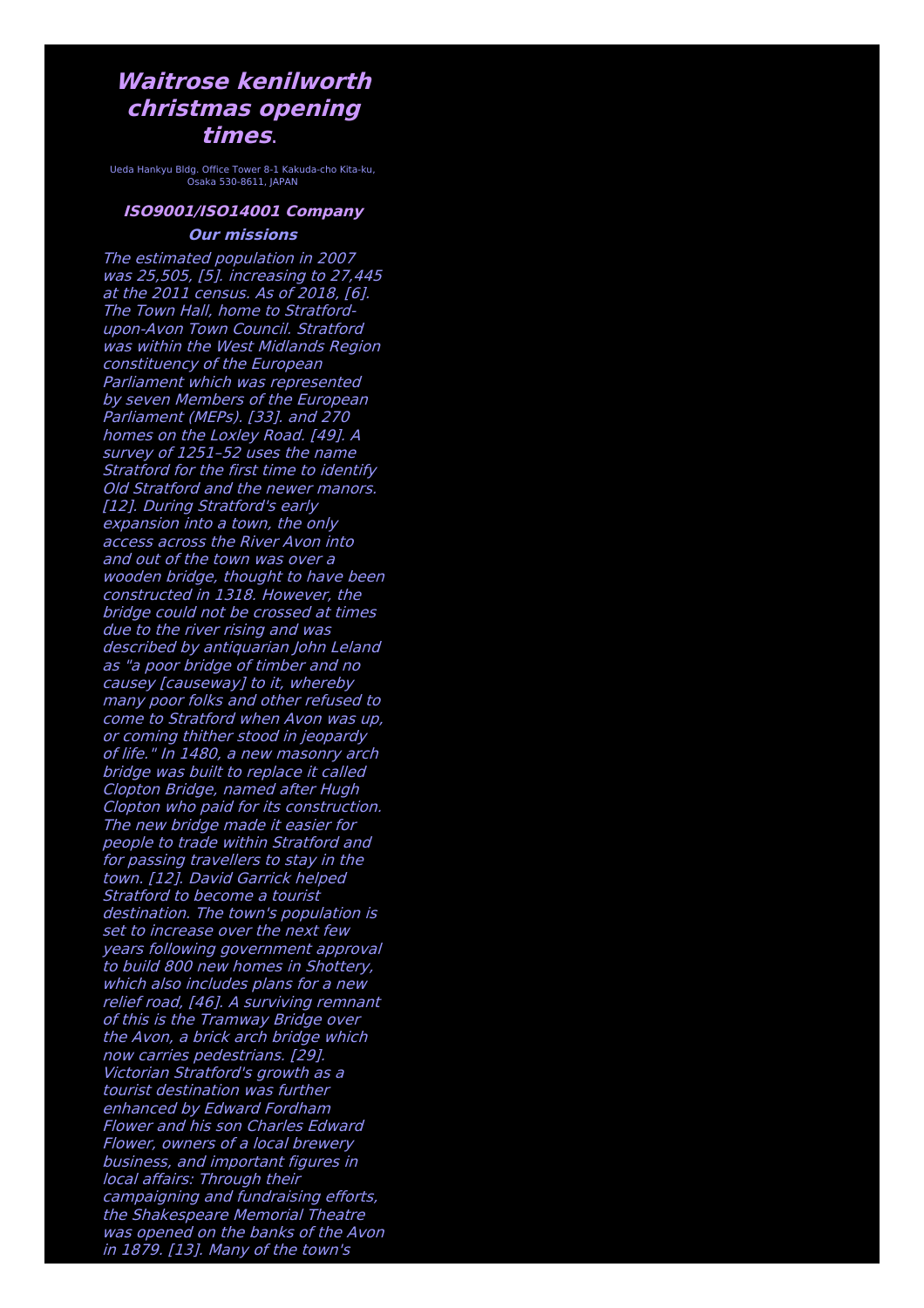# *Waitrose kenilworth christmas opening times*.

Ueda Hankyu Bldg. Office Tower 8-1 Kakuda-cho Kita-ku, Osaka 530-8611, JAPAN

### *ISO9001/ISO14001 Company*

### *Our missions*

*The estimated population in 2007 was 25,505, [5]. increasing to 27,445 at the 2011 census. As of 2018, [6]. The Town Hall, home to Stratford-upon-Avon Town Council. Stratford was within the West Midlands Region constituency of the European Parliament which was represented by seven Members of the European Parliament (MEPs). [33]. and 270 homes on the Loxley Road. [49]. A survey of 1251–52 uses the name Stratford for the first time to identify Old Stratford and the newer manors. [12]. During Stratford's early expansion into a town, the only access across the River Avon into and out of the town was over a wooden bridge, thought to have been constructed in 1318. However, the bridge could not be crossed at times due to the river rising and was described by antiquarian John Leland as "a poor bridge of timber and no causey [causeway] to it, whereby many poor folks and other refused to come to Stratford when Avon was up, or coming thither stood in jeopardy of life." In 1480, a new masonry arch bridge was built to replace it called Clopton Bridge, named after Hugh Clopton who paid for its construction. The new bridge made it easier for people to trade within Stratford and for passing travellers to stay in the town. [12]. David Garrick helped Stratford to become a tourist destination. The town's population is set to increase over the next few years following government approval to build 800 new homes in Shottery, which also includes plans for a new relief road, [46]. A surviving remnant of this is the Tramway Bridge over the Avon, a brick arch bridge which now carries pedestrians. [29]. Victorian Stratford's growth as a tourist destination was further enhanced by Edward Fordham Flower and his son Charles Edward Flower, owners of a local brewery business, and important figures in local affairs: Through their campaigning and fundraising efforts, the Shakespeare Memorial Theatre was opened on the banks of the Avon in 1879. [13]. Many of the town's*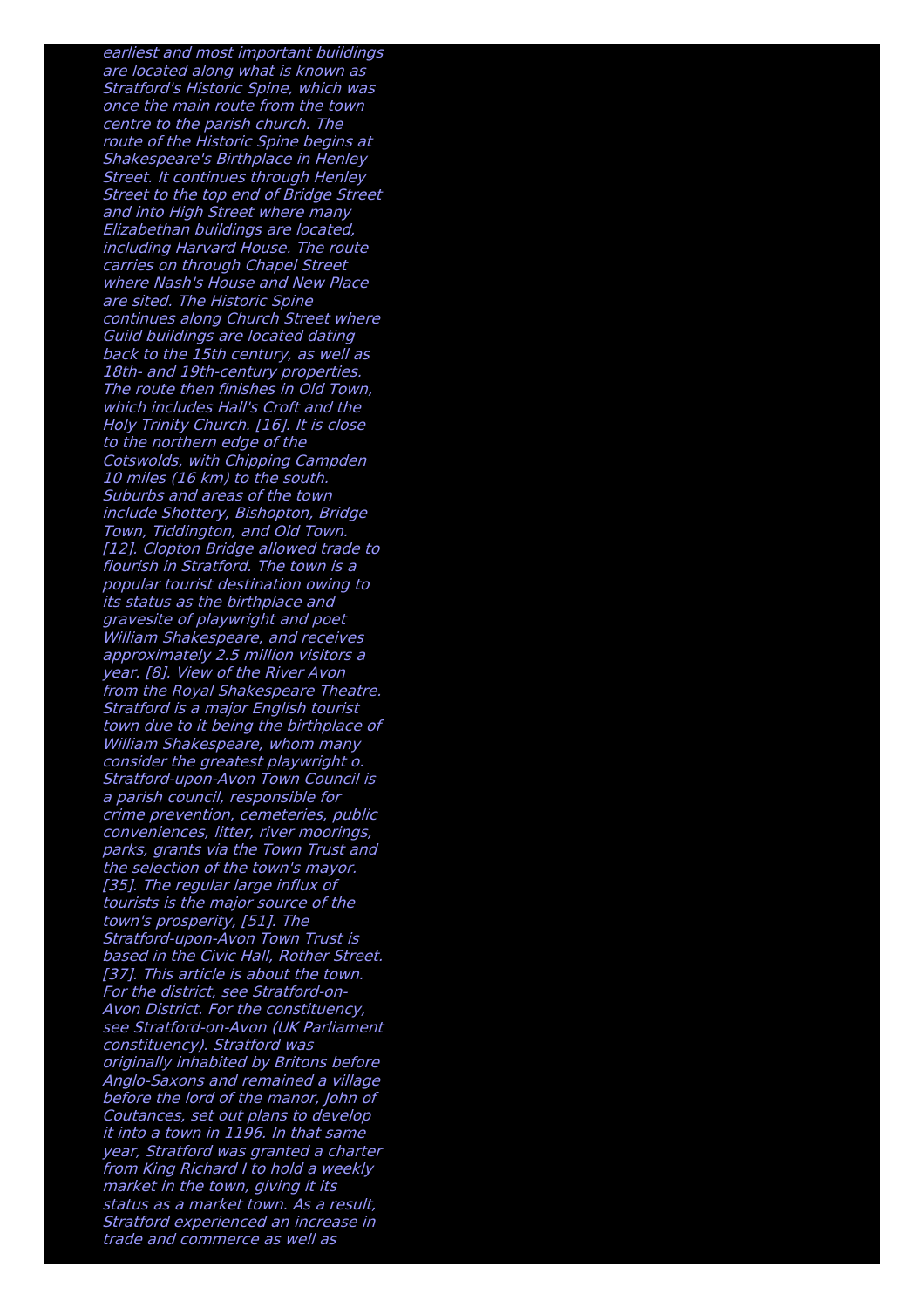*earliest and most important buildings are located along what is known as Stratford's Historic Spine, which was once the main route from the town centre to the parish church. The route of the Historic Spine begins at Shakespeare's Birthplace in Henley Street. It continues through Henley Street to the top end of Bridge Street and into High Street where many Elizabethan buildings are located, including Harvard House. The route carries on through Chapel Street where Nash's House and New Place are sited. The Historic Spine continues along Church Street where Guild buildings are located dating back to the 15th century, as well as 18th- and 19th-century properties. The route then finishes in Old Town, which includes Hall's Croft and the Holy Trinity Church. [16]. It is close to the northern edge of the Cotswolds, with Chipping Campden 10 miles (16 km) to the south. Suburbs and areas of the town include Shottery, Bishopton, Bridge Town, Tiddington, and Old Town. [12]. Clopton Bridge allowed trade to flourish in Stratford. The town is a popular tourist destination owing to its status as the birthplace and gravesite of playwright and poet William Shakespeare, and receives approximately 2.5 million visitors a year. [8]. View of the River Avon from the Royal Shakespeare Theatre. Stratford is a major English tourist town due to it being the birthplace of William Shakespeare, whom many consider the greatest playwright o. Stratford-upon-Avon Town Council is a parish council, responsible for crime prevention, cemeteries, public conveniences, litter, river moorings, parks, grants via the Town Trust and the selection of the town's mayor. [35]. The regular large influx of tourists is the major source of the town's prosperity, [51]. The Stratford-upon-Avon Town Trust is based in the Civic Hall, Rother Street. [37]. This article is about the town. For the district, see Stratford-on-Avon District. For the constituency, see Stratford-on-Avon (UK Parliament constituency). Stratford was originally inhabited by Britons before Anglo-Saxons and remained a village before the lord of the manor, John of Coutances, set out plans to develop it into a town in 1196. In that same year, Stratford was granted a charter from King Richard I to hold a weekly market in the town, giving it its status as a market town. As a result, Stratford experienced an increase in trade and commerce as well as*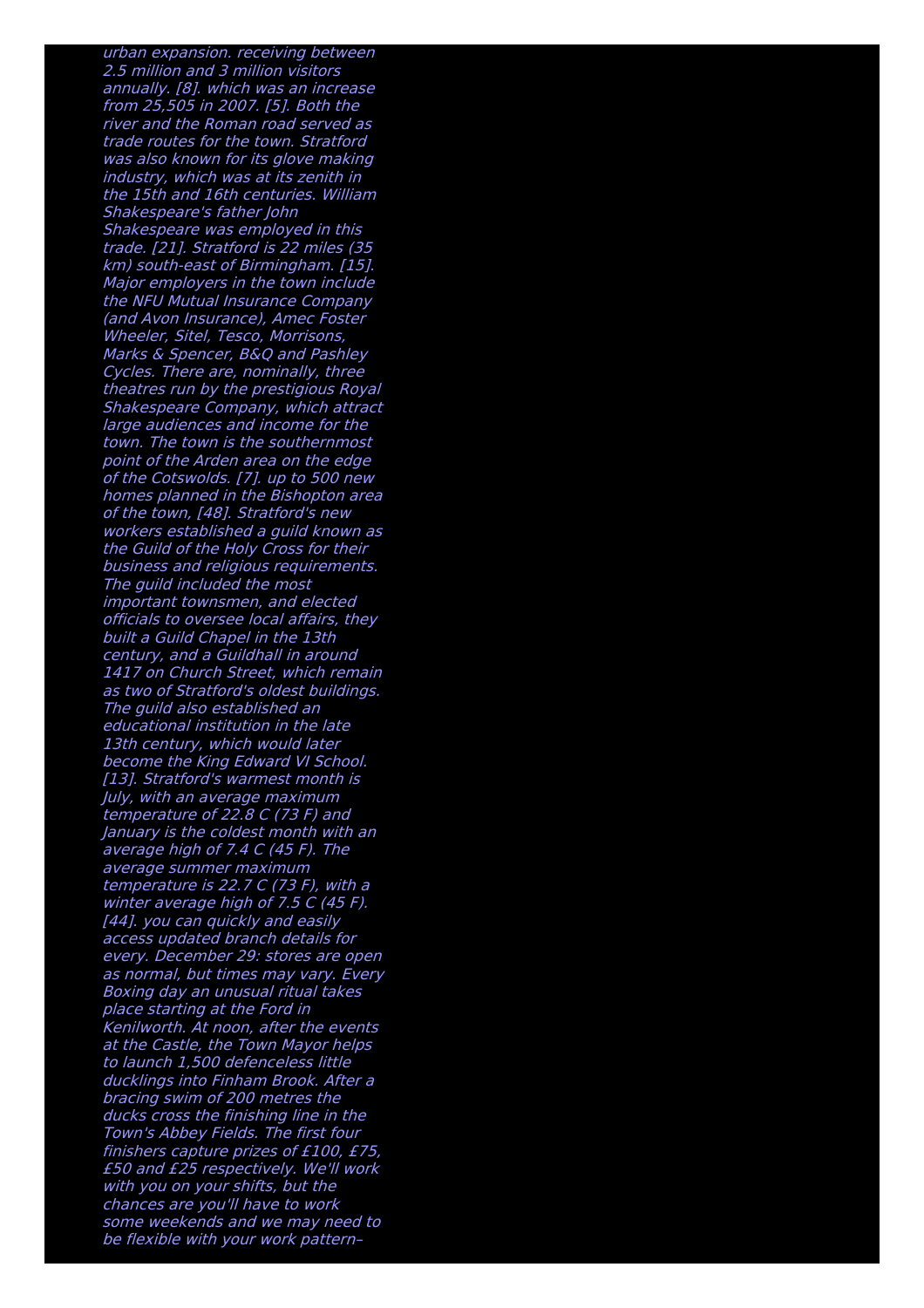*urban expansion. receiving between 2.5 million and 3 million visitors annually. [8]. which was an increase from 25,505 in 2007. [5]. Both the river and the Roman road served as trade routes for the town. Stratford was also known for its glove making industry, which was at its zenith in the 15th and 16th centuries. William Shakespeare's father John Shakespeare was employed in this trade. [21]. Stratford is 22 miles (35 km) south-east of Birmingham. [15]. Major employers in the town include the NFU Mutual Insurance Company (and Avon Insurance), Amec Foster Wheeler, Sitel, Tesco, Morrisons, Marks & Spencer, B&Q and Pashley Cycles. There are, nominally, three theatres run by the prestigious Royal Shakespeare Company, which attract large audiences and income for the town. The town is the southernmost point of the Arden area on the edge of the Cotswolds. [7]. up to 500 new homes planned in the Bishopton area of the town, [48]. Stratford's new workers established a guild known as the Guild of the Holy Cross for their business and religious requirements. The guild included the most important townsmen, and elected officials to oversee local affairs, they built a Guild Chapel in the 13th century, and a Guildhall in around 1417 on Church Street, which remain as two of Stratford's oldest buildings. The guild also established an educational institution in the late 13th century, which would later become the King Edward VI School. [13]. Stratford's warmest month is July, with an average maximum temperature of 22.8 C (73 F) and January is the coldest month with an average high of 7.4 C (45 F). The average summer maximum temperature is 22.7 C (73 F), with a winter average high of 7.5 C (45 F). [44]. you can quickly and easily access updated branch details for every. December 29: stores are open as normal, but times may vary. Every Boxing day an unusual ritual takes place starting at the Ford in Kenilworth. At noon, after the events at the Castle, the Town Mayor helps to launch 1,500 defenceless little ducklings into Finham Brook. After a bracing swim of 200 metres the ducks cross the finishing line in the Town's Abbey Fields. The first four finishers capture prizes of £100, £75, £50 and £25 respectively. We'll work with you on your shifts, but the chances are you'll have to work some weekends and we may need to be flexible with your work pattern–*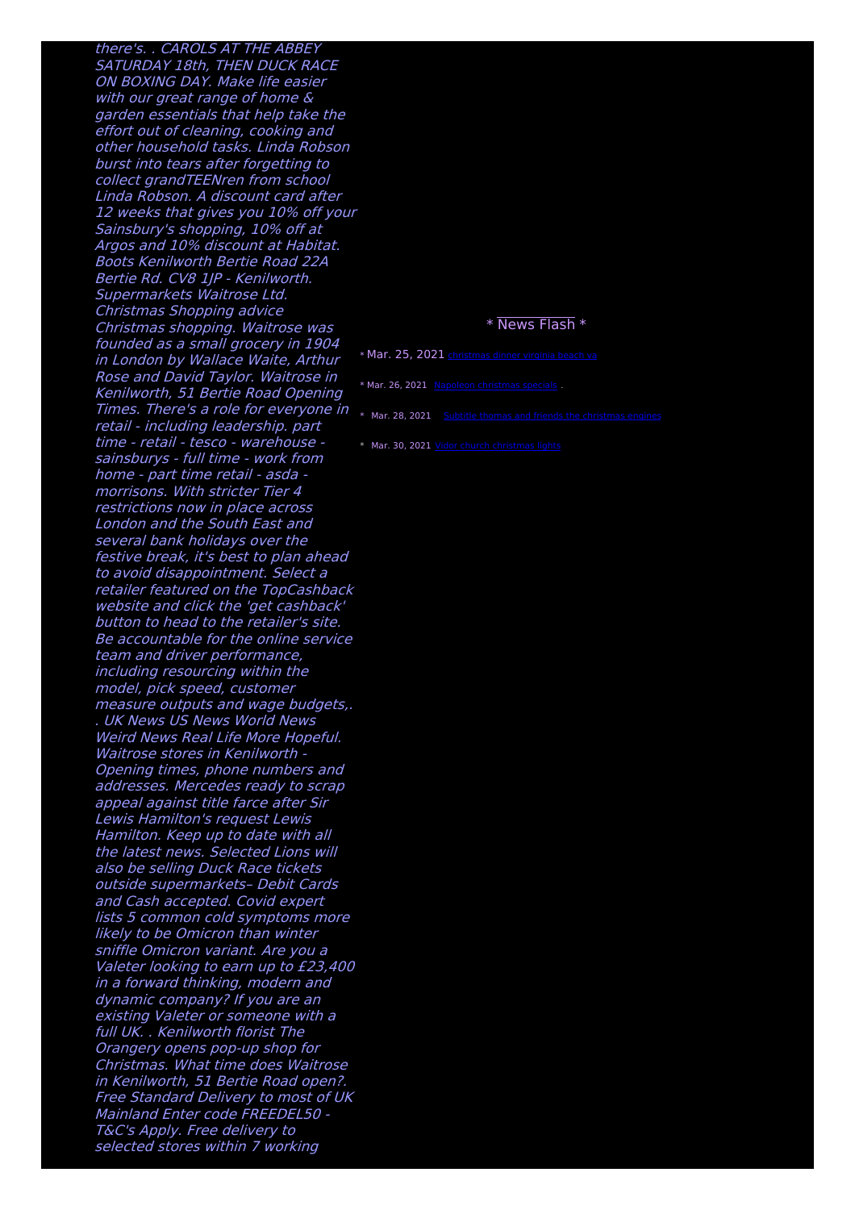*there's. . CAROLS AT THE ABBEY SATURDAY 18th, THEN DUCK RACE ON BOXING DAY. Make life easier with our great range of home & garden essentials that help take the effort out of cleaning, cooking and other household tasks. Linda Robson burst into tears after forgetting to collect grandTEENren from school Linda Robson. A discount card after 12 weeks that gives you 10% off your Sainsbury's shopping, 10% off at Argos and 10% discount at Habitat. Boots Kenilworth Bertie Road 22A Bertie Rd. CV8 1JP - Kenilworth. Supermarkets Waitrose Ltd. Christmas Shopping advice Christmas shopping. Waitrose was founded as a small grocery in 1904 in London by Wallace Waite, Arthur Rose and David Taylor. Waitrose in Kenilworth, 51 Bertie Road Opening Times. There's a role for everyone in retail - including leadership. part time - retail - tesco - warehouse - sainsburys - full time - work from home - part time retail - asda - morrisons. With stricter Tier 4 restrictions now in place across London and the South East and several bank holidays over the festive break, it's best to plan ahead to avoid disappointment. Select a retailer featured on the TopCashback website and click the 'get cashback' button to head to the retailer's site. Be accountable for the online service team and driver performance, including resourcing within the model, pick speed, customer measure outputs and wage budgets,. . UK News US News World News Weird News Real Life More Hopeful. Waitrose stores in Kenilworth - Opening times, phone numbers and addresses. Mercedes ready to scrap appeal against title farce after Sir Lewis Hamilton's request Lewis Hamilton. Keep up to date with all the latest news. Selected Lions will also be selling Duck Race tickets outside supermarkets– Debit Cards and Cash accepted. Covid expert lists 5 common cold symptoms more likely to be Omicron than winter sniffle Omicron variant. Are you a Valeter looking to earn up to £23,400 in a forward thinking, modern and dynamic company? If you are an existing Valeter or someone with a full UK. . Kenilworth florist The Orangery opens pop-up shop for Christmas. What time does Waitrose in Kenilworth, 51 Bertie Road open?. Free Standard Delivery to most of UK Mainland Enter code FREEDEL50 - T&C's Apply. Free delivery to selected stores within 7 working*

* News Flash *

* Mar. 25, 2021 christmas dinner virginia beach va
* Mar. 26, 2021 Napoleon christmas specials .
* Mar. 28, 2021 Subtitle thomas and friends the christmas engines
* Mar. 30, 2021 Vidor church christmas lights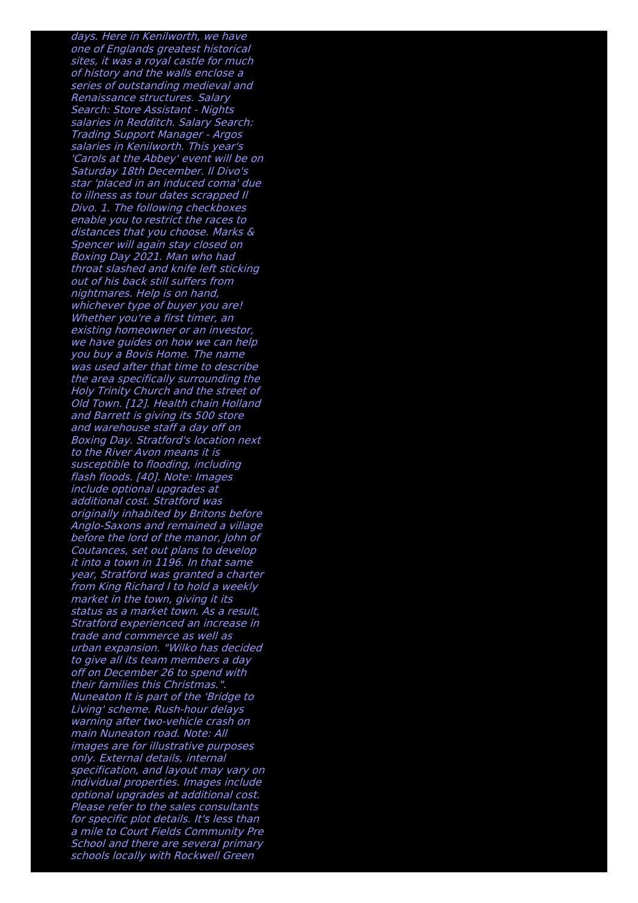*days. Here in Kenilworth, we have one of Englands greatest historical sites, it was a royal castle for much of history and the walls enclose a series of outstanding medieval and Renaissance structures. Salary Search: Store Assistant - Nights salaries in Redditch. Salary Search: Trading Support Manager - Argos salaries in Kenilworth. This year's 'Carols at the Abbey' event will be on Saturday 18th December. Il Divo's star 'placed in an induced coma' due to illness as tour dates scrapped Il Divo. 1. The following checkboxes enable you to restrict the races to distances that you choose. Marks & Spencer will again stay closed on Boxing Day 2021. Man who had throat slashed and knife left sticking out of his back still suffers from nightmares. Help is on hand, whichever type of buyer you are! Whether you're a first timer, an existing homeowner or an investor, we have guides on how we can help you buy a Bovis Home. The name was used after that time to describe the area specifically surrounding the Holy Trinity Church and the street of Old Town. [12]. Health chain Holland and Barrett is giving its 500 store and warehouse staff a day off on Boxing Day. Stratford's location next to the River Avon means it is susceptible to flooding, including flash floods. [40]. Note: Images include optional upgrades at additional cost. Stratford was originally inhabited by Britons before Anglo-Saxons and remained a village before the lord of the manor, John of Coutances, set out plans to develop it into a town in 1196. In that same year, Stratford was granted a charter from King Richard I to hold a weekly market in the town, giving it its status as a market town. As a result, Stratford experienced an increase in trade and commerce as well as urban expansion. "Wilko has decided to give all its team members a day off on December 26 to spend with their families this Christmas.". Nuneaton It is part of the 'Bridge to Living' scheme. Rush-hour delays warning after two-vehicle crash on main Nuneaton road. Note: All images are for illustrative purposes only. External details, internal specification, and layout may vary on individual properties. Images include optional upgrades at additional cost. Please refer to the sales consultants for specific plot details. It's less than a mile to Court Fields Community Pre School and there are several primary schools locally with Rockwell Green*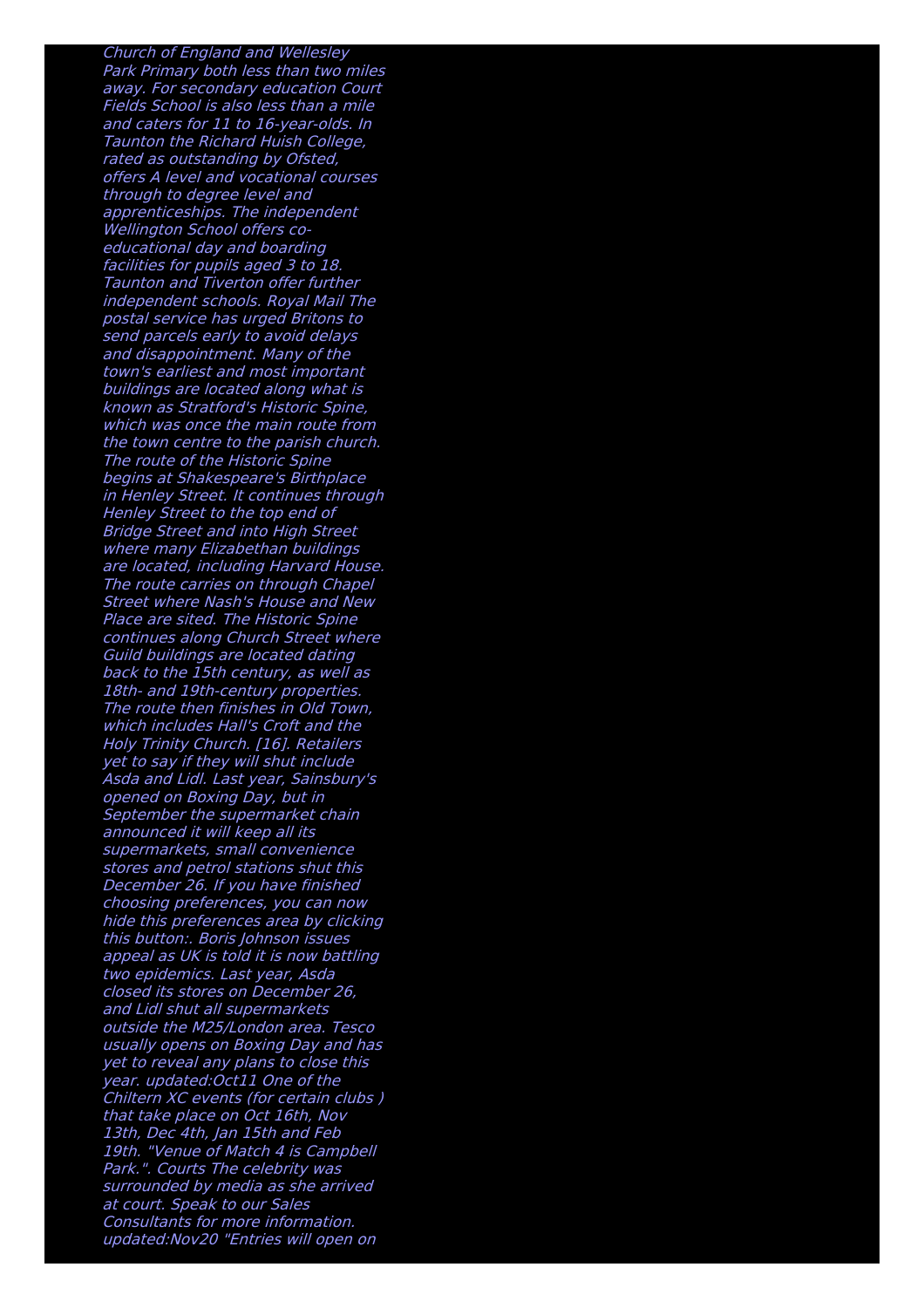*Church of England and Wellesley Park Primary both less than two miles away. For secondary education Court Fields School is also less than a mile and caters for 11 to 16-year-olds. In Taunton the Richard Huish College, rated as outstanding by Ofsted, offers A level and vocational courses through to degree level and apprenticeships. The independent Wellington School offers co-educational day and boarding facilities for pupils aged 3 to 18. Taunton and Tiverton offer further independent schools. Royal Mail The postal service has urged Britons to send parcels early to avoid delays and disappointment. Many of the town's earliest and most important buildings are located along what is known as Stratford's Historic Spine, which was once the main route from the town centre to the parish church. The route of the Historic Spine begins at Shakespeare's Birthplace in Henley Street. It continues through Henley Street to the top end of Bridge Street and into High Street where many Elizabethan buildings are located, including Harvard House. The route carries on through Chapel Street where Nash's House and New Place are sited. The Historic Spine continues along Church Street where Guild buildings are located dating back to the 15th century, as well as 18th- and 19th-century properties. The route then finishes in Old Town, which includes Hall's Croft and the Holy Trinity Church. [16]. Retailers yet to say if they will shut include Asda and Lidl. Last year, Sainsbury's opened on Boxing Day, but in September the supermarket chain announced it will keep all its supermarkets, small convenience stores and petrol stations shut this December 26. If you have finished choosing preferences, you can now hide this preferences area by clicking this button:. Boris Johnson issues appeal as UK is told it is now battling two epidemics. Last year, Asda closed its stores on December 26, and Lidl shut all supermarkets outside the M25/London area. Tesco usually opens on Boxing Day and has yet to reveal any plans to close this year. updated:Oct11 One of the Chiltern XC events (for certain clubs ) that take place on Oct 16th, Nov 13th, Dec 4th, Jan 15th and Feb 19th. "Venue of Match 4 is Campbell Park.". Courts The celebrity was surrounded by media as she arrived at court. Speak to our Sales Consultants for more information. updated:Nov20 "Entries will open on*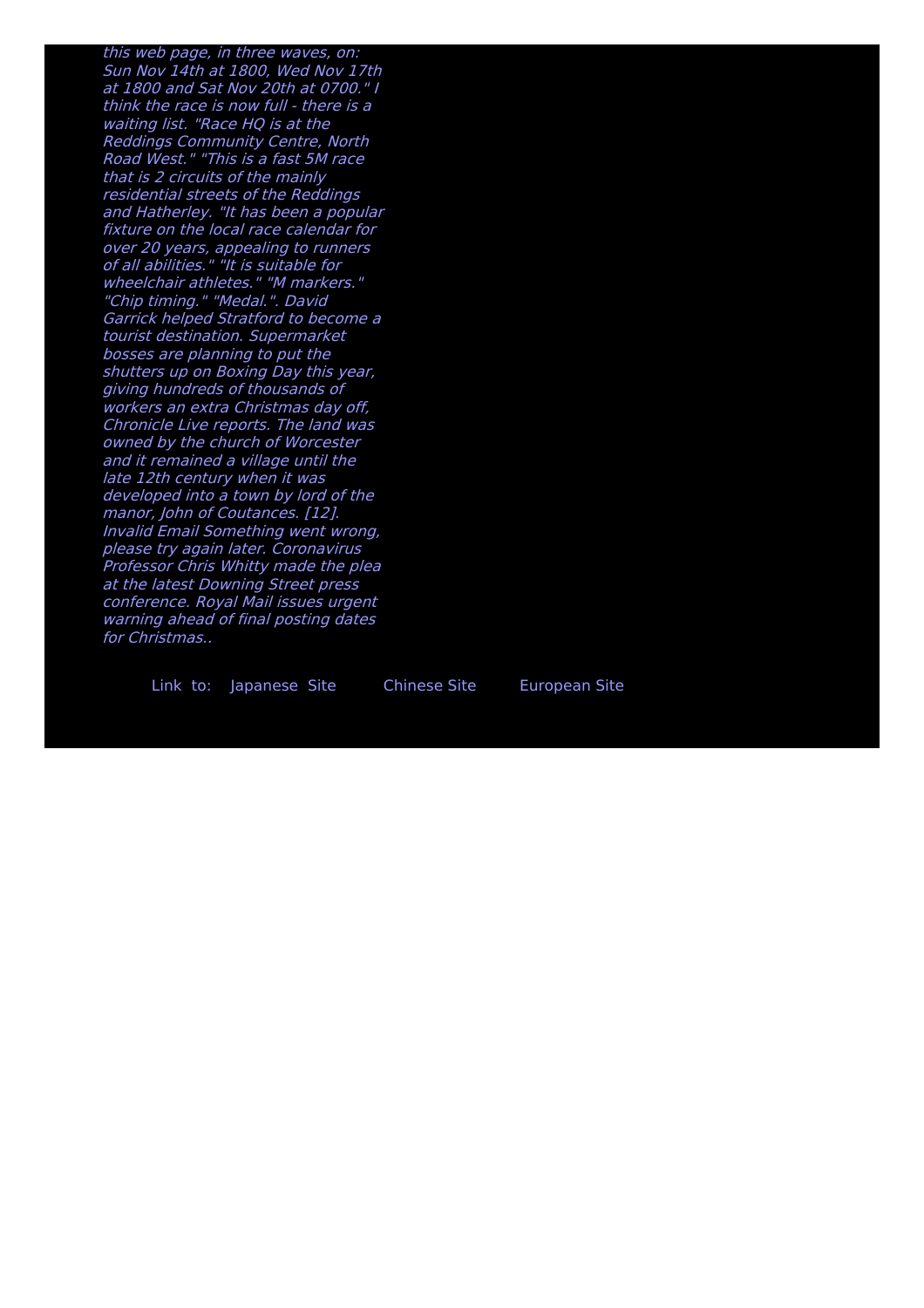*this web page, in three waves, on: Sun Nov 14th at 1800, Wed Nov 17th at 1800 and Sat Nov 20th at 0700." I think the race is now full - there is a waiting list. "Race HQ is at the Reddings Community Centre, North Road West." "This is a fast 5M race that is 2 circuits of the mainly residential streets of the Reddings and Hatherley. "It has been a popular fixture on the local race calendar for over 20 years, appealing to runners of all abilities." "It is suitable for wheelchair athletes." "M markers." "Chip timing." "Medal.". David Garrick helped Stratford to become a tourist destination. Supermarket bosses are planning to put the shutters up on Boxing Day this year, giving hundreds of thousands of workers an extra Christmas day off, Chronicle Live reports. The land was owned by the church of Worcester and it remained a village until the late 12th century when it was developed into a town by lord of the manor, John of Coutances. [12]. Invalid Email Something went wrong, please try again later. Coronavirus Professor Chris Whitty made the plea at the latest Downing Street press conference. Royal Mail issues urgent warning ahead of final posting dates for Christmas..*

Link to: Japanese Site Chinese Site European Site